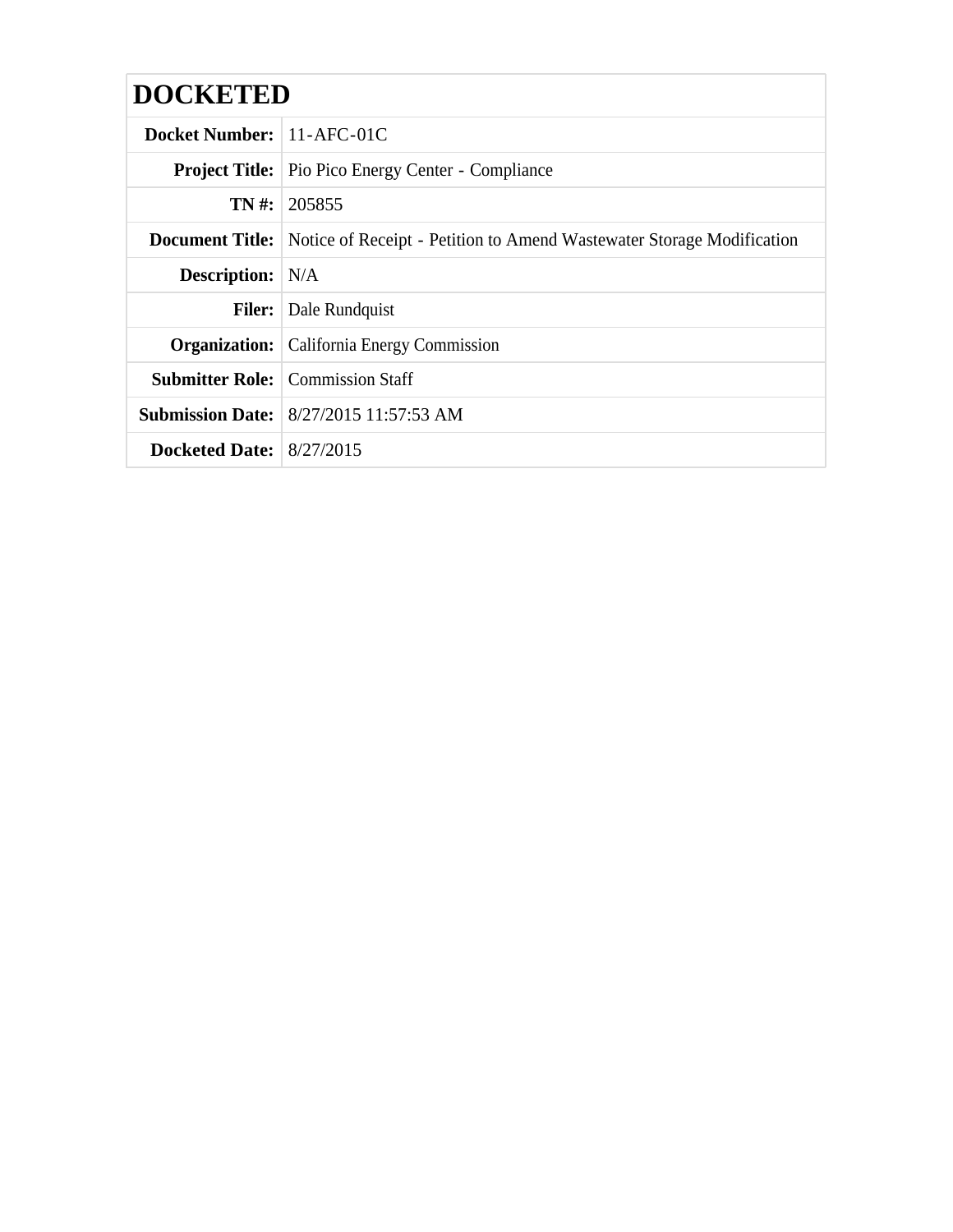# DOCKETED

| | |
|---|---|
| **Docket Number:** | 11-AFC-01C |
| **Project Title:** | Pio Pico Energy Center - Compliance |
| **TN #:** | 205855 |
| **Document Title:** | Notice of Receipt - Petition to Amend Wastewater Storage Modification |
| **Description:** | N/A |
| **Filer:** | Dale Rundquist |
| **Organization:** | California Energy Commission |
| **Submitter Role:** | Commission Staff |
| **Submission Date:** | 8/27/2015 11:57:53 AM |
| **Docketed Date:** | 8/27/2015 |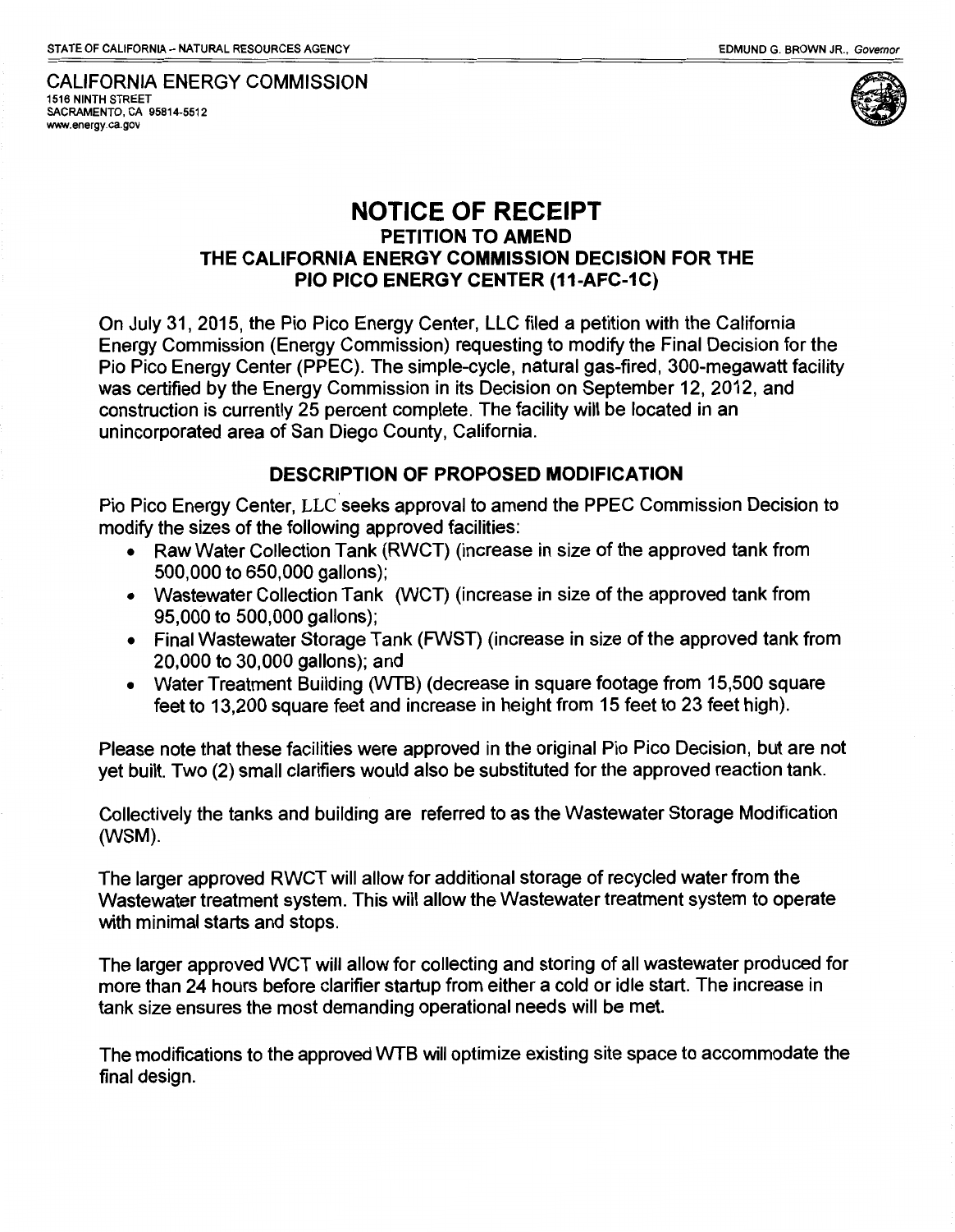STATE OF CALIFORNIA -- NATURAL RESOURCES AGENCY EDMUND G. BROWN JR., *Governor*

CALIFORNIA ENERGY COMMISSION
1516 NINTH STREET
SACRAMENTO, CA 95814-5512
www.energy.ca.gov

# NOTICE OF RECEIPT
## PETITION TO AMEND THE CALIFORNIA ENERGY COMMISSION DECISION FOR THE PIO PICO ENERGY CENTER (11-AFC-1C)

On July 31, 2015, the Pio Pico Energy Center, LLC filed a petition with the California Energy Commission (Energy Commission) requesting to modify the Final Decision for the Pio Pico Energy Center (PPEC). The simple-cycle, natural gas-fired, 300-megawatt facility was certified by the Energy Commission in its Decision on September 12, 2012, and construction is currently 25 percent complete. The facility will be located in an unincorporated area of San Diego County, California.

### DESCRIPTION OF PROPOSED MODIFICATION

Pio Pico Energy Center, LLC seeks approval to amend the PPEC Commission Decision to modify the sizes of the following approved facilities:

- Raw Water Collection Tank (RWCT) (increase in size of the approved tank from 500,000 to 650,000 gallons);
- Wastewater Collection Tank (WCT) (increase in size of the approved tank from 95,000 to 500,000 gallons);
- Final Wastewater Storage Tank (FWST) (increase in size of the approved tank from 20,000 to 30,000 gallons); and
- Water Treatment Building (WTB) (decrease in square footage from 15,500 square feet to 13,200 square feet and increase in height from 15 feet to 23 feet high).

Please note that these facilities were approved in the original Pio Pico Decision, but are not yet built. Two (2) small clarifiers would also be substituted for the approved reaction tank.

Collectively the tanks and building are referred to as the Wastewater Storage Modification (WSM).

The larger approved RWCT will allow for additional storage of recycled water from the Wastewater treatment system. This will allow the Wastewater treatment system to operate with minimal starts and stops.

The larger approved WCT will allow for collecting and storing of all wastewater produced for more than 24 hours before clarifier startup from either a cold or idle start. The increase in tank size ensures the most demanding operational needs will be met.

The modifications to the approved WTB will optimize existing site space to accommodate the final design.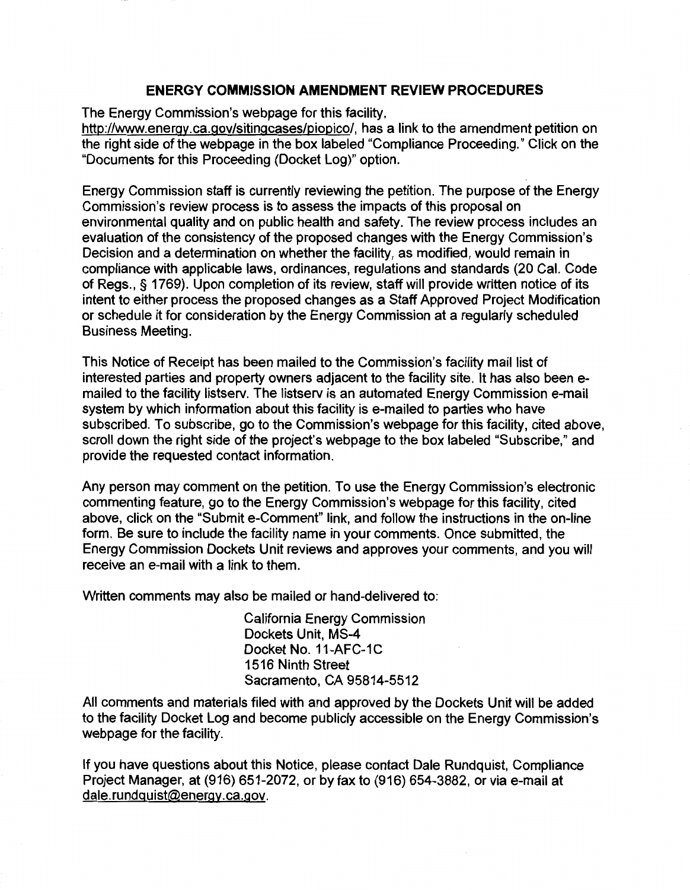## ENERGY COMMISSION AMENDMENT REVIEW PROCEDURES

The Energy Commission's webpage for this facility, http://www.energy.ca.gov/sitingcases/piopico/, has a link to the amendment petition on the right side of the webpage in the box labeled "Compliance Proceeding." Click on the "Documents for this Proceeding (Docket Log)" option.

Energy Commission staff is currently reviewing the petition. The purpose of the Energy Commission's review process is to assess the impacts of this proposal on environmental quality and on public health and safety. The review process includes an evaluation of the consistency of the proposed changes with the Energy Commission's Decision and a determination on whether the facility, as modified, would remain in compliance with applicable laws, ordinances, regulations and standards (20 Cal. Code of Regs., § 1769). Upon completion of its review, staff will provide written notice of its intent to either process the proposed changes as a Staff Approved Project Modification or schedule it for consideration by the Energy Commission at a regularly scheduled Business Meeting.

This Notice of Receipt has been mailed to the Commission's facility mail list of interested parties and property owners adjacent to the facility site. It has also been e-mailed to the facility listserv. The listserv is an automated Energy Commission e-mail system by which information about this facility is e-mailed to parties who have subscribed. To subscribe, go to the Commission's webpage for this facility, cited above, scroll down the right side of the project's webpage to the box labeled "Subscribe," and provide the requested contact information.

Any person may comment on the petition. To use the Energy Commission's electronic commenting feature, go to the Energy Commission's webpage for this facility, cited above, click on the "Submit e-Comment" link, and follow the instructions in the on-line form. Be sure to include the facility name in your comments. Once submitted, the Energy Commission Dockets Unit reviews and approves your comments, and you will receive an e-mail with a link to them.

Written comments may also be mailed or hand-delivered to:

California Energy Commission
Dockets Unit, MS-4
Docket No. 11-AFC-1C
1516 Ninth Street
Sacramento, CA 95814-5512

All comments and materials filed with and approved by the Dockets Unit will be added to the facility Docket Log and become publicly accessible on the Energy Commission's webpage for the facility.

If you have questions about this Notice, please contact Dale Rundquist, Compliance Project Manager, at (916) 651-2072, or by fax to (916) 654-3882, or via e-mail at dale.rundquist@energy.ca.gov.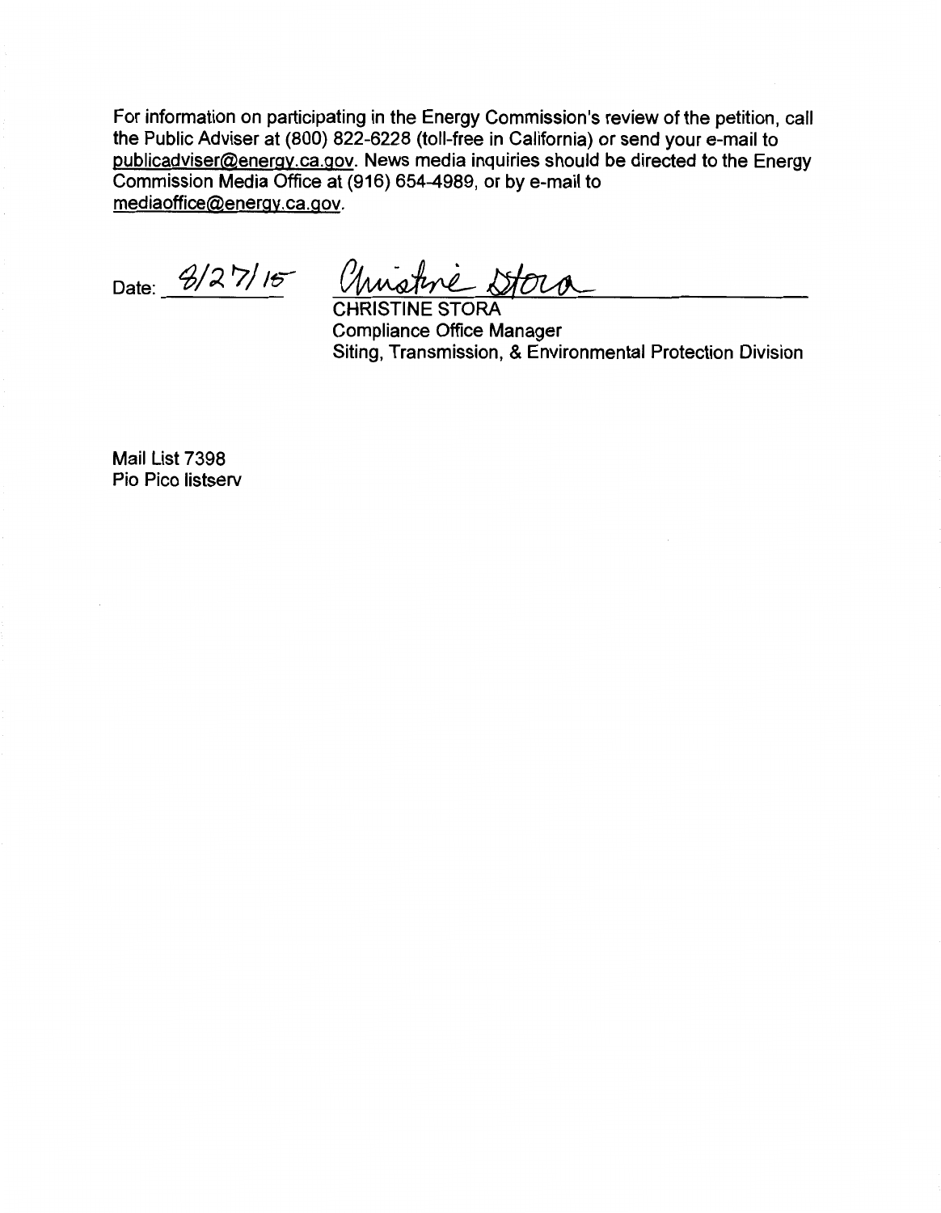For information on participating in the Energy Commission's review of the petition, call the Public Adviser at (800) 822-6228 (toll-free in California) or send your e-mail to publicadviser@energy.ca.gov. News media inquiries should be directed to the Energy Commission Media Office at (916) 654-4989, or by e-mail to mediaoffice@energy.ca.gov.

Date: 8/27/15

Christine Stora

CHRISTINE STORA
Compliance Office Manager
Siting, Transmission, & Environmental Protection Division

Mail List 7398
Pio Pico listserv